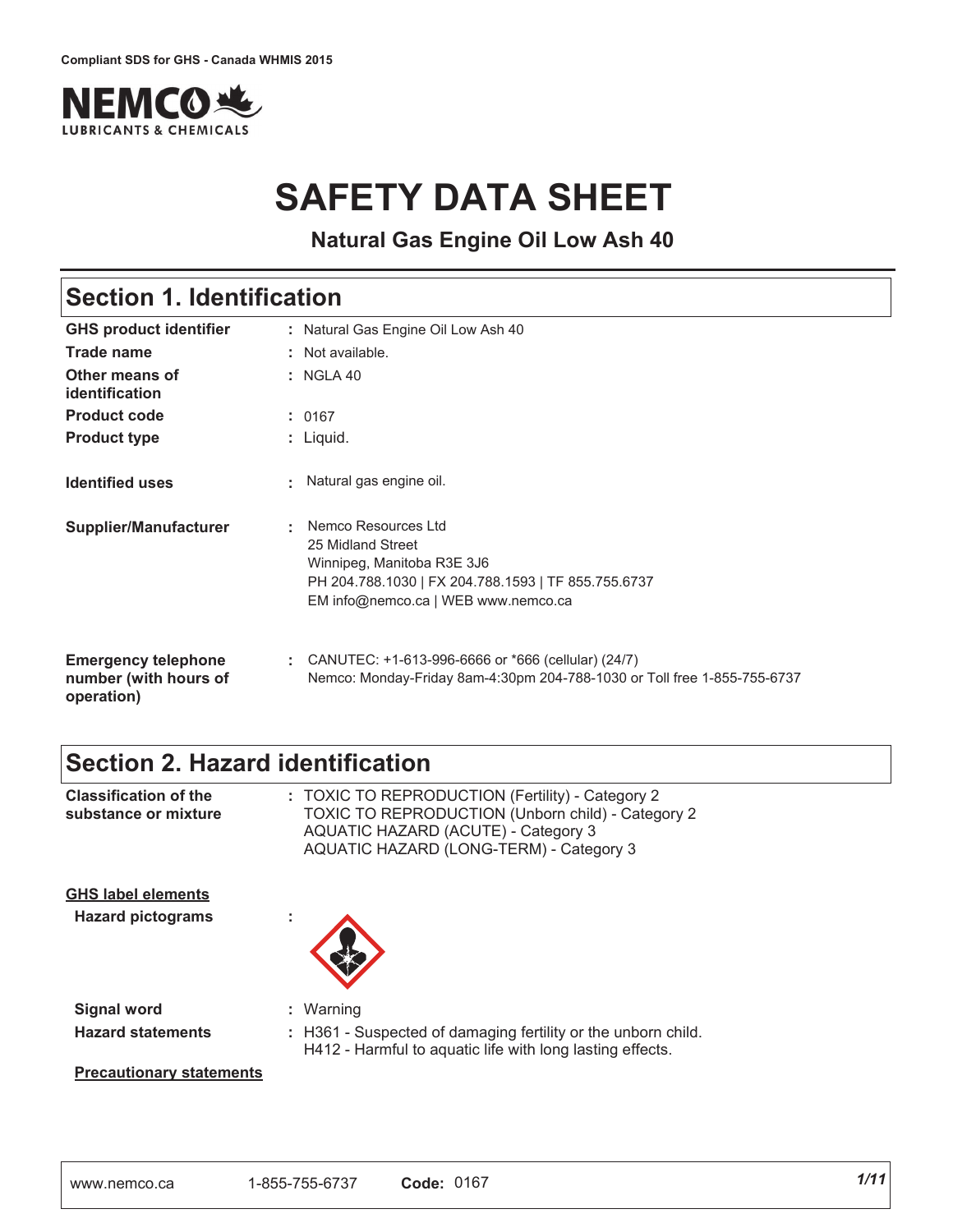Compliant SDS for GHS - Canada WHMIS 2015

NEMCO LUBRICANTS & CHEMICALS

# SAFETY DATA SHEET

**Natural Gas Engine Oil Low Ash 40**

## Section 1. Identification

| | |
|---|---|
| **GHS product identifier** | : Natural Gas Engine Oil Low Ash 40 |
| **Trade name** | : Not available. |
| **Other means of identification** | : NGLA 40 |
| **Product code** | : 0167 |
| **Product type** | : Liquid. |
| **Identified uses** | : Natural gas engine oil. |
| **Supplier/Manufacturer** | : Nemco Resources Ltd<br>25 Midland Street<br>Winnipeg, Manitoba R3E 3J6<br>PH 204.788.1030 \| FX 204.788.1593 \| TF 855.755.6737<br>EM info@nemco.ca \| WEB www.nemco.ca |
| **Emergency telephone number (with hours of operation)** | : CANUTEC: +1-613-996-6666 or *666 (cellular) (24/7)<br>Nemco: Monday-Friday 8am-4:30pm 204-788-1030 or Toll free 1-855-755-6737 |

## Section 2. Hazard identification

| | |
|---|---|
| **Classification of the substance or mixture** | : TOXIC TO REPRODUCTION (Fertility) - Category 2<br>TOXIC TO REPRODUCTION (Unborn child) - Category 2<br>AQUATIC HAZARD (ACUTE) - Category 3<br>AQUATIC HAZARD (LONG-TERM) - Category 3 |

**GHS label elements**

| | |
|---|---|
| **Hazard pictograms** | : |
| **Signal word** | : Warning |
| **Hazard statements** | : H361 - Suspected of damaging fertility or the unborn child.<br>H412 - Harmful to aquatic life with long lasting effects. |

**Precautionary statements**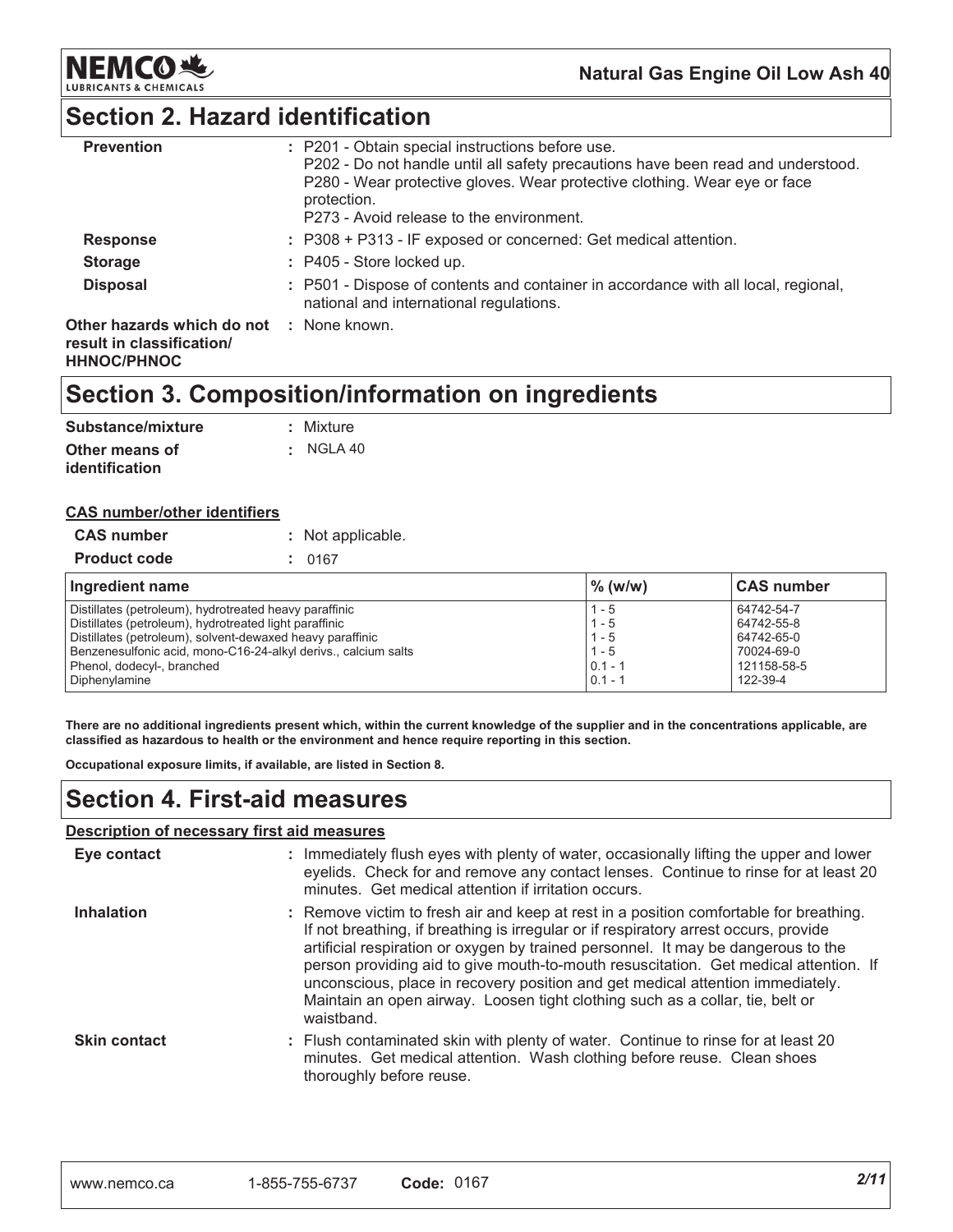## Section 2. Hazard identification

| | |
|---|---|
| **Prevention** | : P201 - Obtain special instructions before use.<br>P202 - Do not handle until all safety precautions have been read and understood.<br>P280 - Wear protective gloves. Wear protective clothing. Wear eye or face protection.<br>P273 - Avoid release to the environment. |
| **Response** | : P308 + P313 - IF exposed or concerned: Get medical attention. |
| **Storage** | : P405 - Store locked up. |
| **Disposal** | : P501 - Dispose of contents and container in accordance with all local, regional, national and international regulations. |
| **Other hazards which do not result in classification/ HHNOC/PHNOC** | : None known. |

## Section 3. Composition/information on ingredients

**Substance/mixture** : Mixture

**Other means of identification** : NGLA 40

**CAS number/other identifiers**

**CAS number** : Not applicable.

**Product code** : 0167

| Ingredient name | % (w/w) | CAS number |
|---|---|---|
| Distillates (petroleum), hydrotreated heavy paraffinic | 1 - 5 | 64742-54-7 |
| Distillates (petroleum), hydrotreated light paraffinic | 1 - 5 | 64742-55-8 |
| Distillates (petroleum), solvent-dewaxed heavy paraffinic | 1 - 5 | 64742-65-0 |
| Benzenesulfonic acid, mono-C16-24-alkyl derivs., calcium salts | 1 - 5 | 70024-69-0 |
| Phenol, dodecyl-, branched | 0.1 - 1 | 121158-58-5 |
| Diphenylamine | 0.1 - 1 | 122-39-4 |

**There are no additional ingredients present which, within the current knowledge of the supplier and in the concentrations applicable, are classified as hazardous to health or the environment and hence require reporting in this section.**

**Occupational exposure limits, if available, are listed in Section 8.**

## Section 4. First-aid measures

**Description of necessary first aid measures**

| | |
|---|---|
| **Eye contact** | : Immediately flush eyes with plenty of water, occasionally lifting the upper and lower eyelids. Check for and remove any contact lenses. Continue to rinse for at least 20 minutes. Get medical attention if irritation occurs. |
| **Inhalation** | : Remove victim to fresh air and keep at rest in a position comfortable for breathing. If not breathing, if breathing is irregular or if respiratory arrest occurs, provide artificial respiration or oxygen by trained personnel. It may be dangerous to the person providing aid to give mouth-to-mouth resuscitation. Get medical attention. If unconscious, place in recovery position and get medical attention immediately. Maintain an open airway. Loosen tight clothing such as a collar, tie, belt or waistband. |
| **Skin contact** | : Flush contaminated skin with plenty of water. Continue to rinse for at least 20 minutes. Get medical attention. Wash clothing before reuse. Clean shoes thoroughly before reuse. |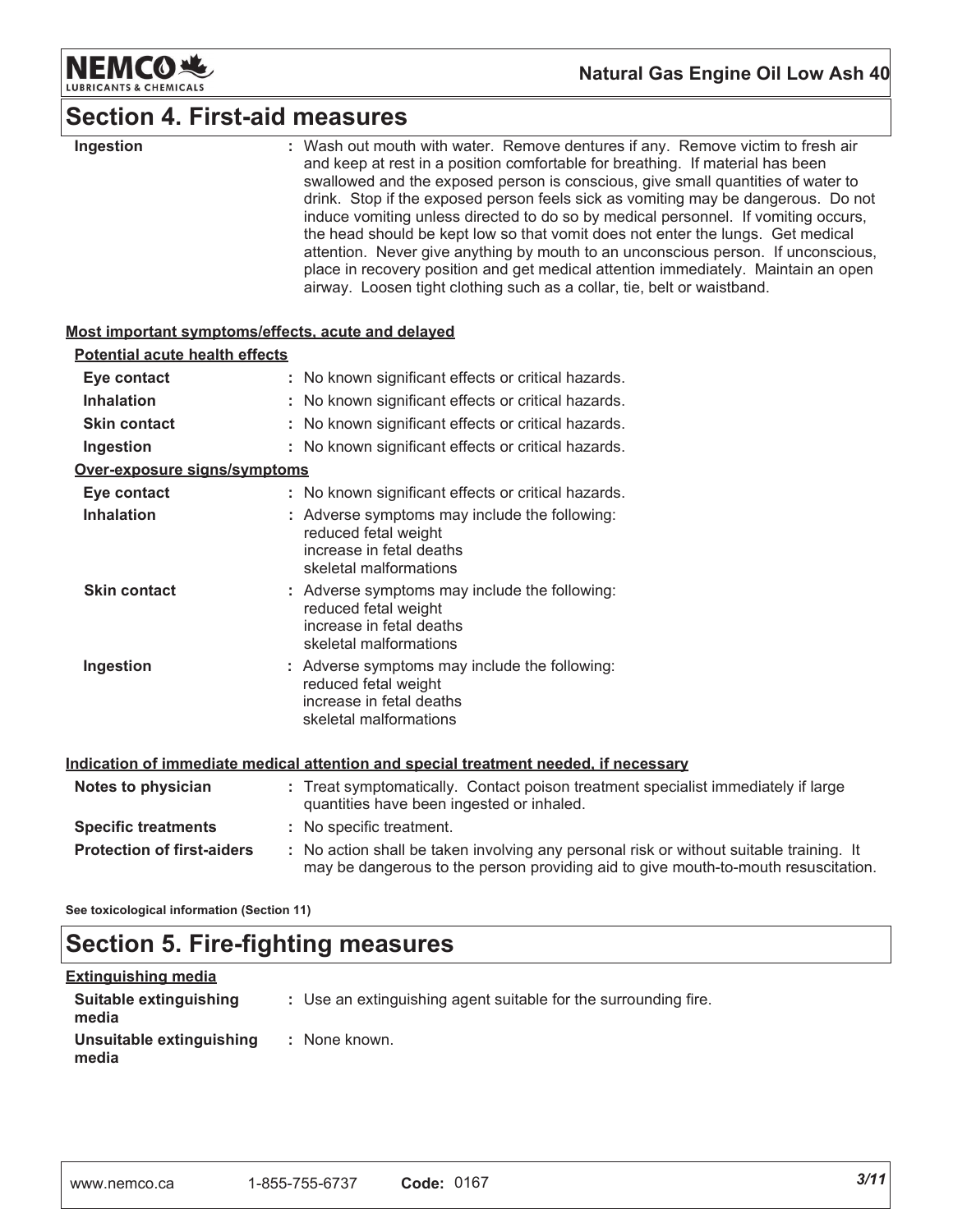## Section 4. First-aid measures

| | |
|---|---|
| **Ingestion** | : Wash out mouth with water. Remove dentures if any. Remove victim to fresh air and keep at rest in a position comfortable for breathing. If material has been swallowed and the exposed person is conscious, give small quantities of water to drink. Stop if the exposed person feels sick as vomiting may be dangerous. Do not induce vomiting unless directed to do so by medical personnel. If vomiting occurs, the head should be kept low so that vomit does not enter the lungs. Get medical attention. Never give anything by mouth to an unconscious person. If unconscious, place in recovery position and get medical attention immediately. Maintain an open airway. Loosen tight clothing such as a collar, tie, belt or waistband. |

### Most important symptoms/effects, acute and delayed

**Potential acute health effects**

| | |
|---|---|
| **Eye contact** | : No known significant effects or critical hazards. |
| **Inhalation** | : No known significant effects or critical hazards. |
| **Skin contact** | : No known significant effects or critical hazards. |
| **Ingestion** | : No known significant effects or critical hazards. |

**Over-exposure signs/symptoms**

| | |
|---|---|
| **Eye contact** | : No known significant effects or critical hazards. |
| **Inhalation** | : Adverse symptoms may include the following: reduced fetal weight, increase in fetal deaths, skeletal malformations |
| **Skin contact** | : Adverse symptoms may include the following: reduced fetal weight, increase in fetal deaths, skeletal malformations |
| **Ingestion** | : Adverse symptoms may include the following: reduced fetal weight, increase in fetal deaths, skeletal malformations |

### Indication of immediate medical attention and special treatment needed, if necessary

| | |
|---|---|
| **Notes to physician** | : Treat symptomatically. Contact poison treatment specialist immediately if large quantities have been ingested or inhaled. |
| **Specific treatments** | : No specific treatment. |
| **Protection of first-aiders** | : No action shall be taken involving any personal risk or without suitable training. It may be dangerous to the person providing aid to give mouth-to-mouth resuscitation. |

**See toxicological information (Section 11)**

## Section 5. Fire-fighting measures

### Extinguishing media

| | |
|---|---|
| **Suitable extinguishing media** | : Use an extinguishing agent suitable for the surrounding fire. |
| **Unsuitable extinguishing media** | : None known. |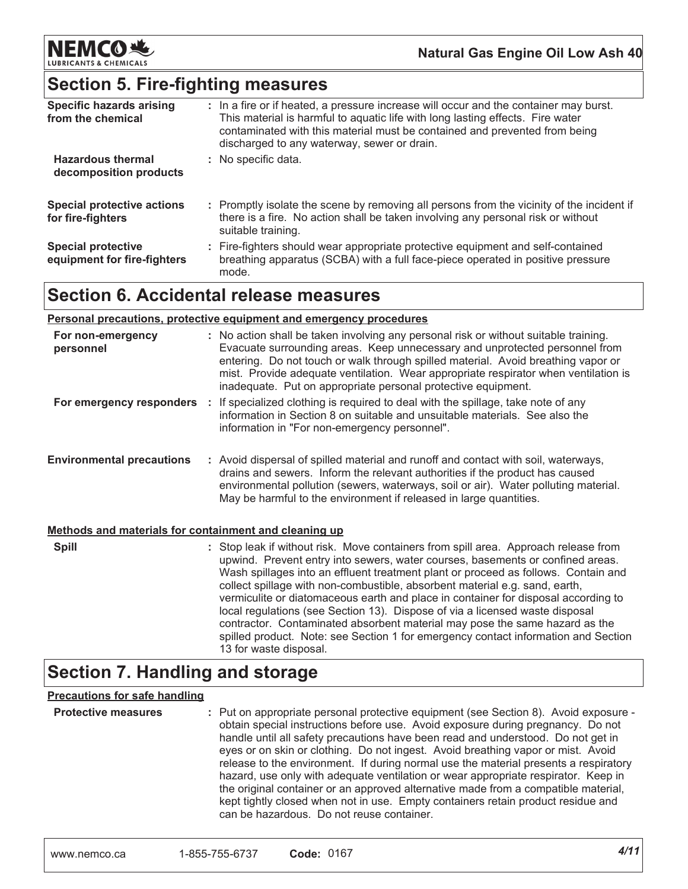## Section 5. Fire-fighting measures

| | |
|---|---|
| **Specific hazards arising from the chemical** | : In a fire or if heated, a pressure increase will occur and the container may burst. This material is harmful to aquatic life with long lasting effects. Fire water contaminated with this material must be contained and prevented from being discharged to any waterway, sewer or drain. |
| **Hazardous thermal decomposition products** | : No specific data. |
| **Special protective actions for fire-fighters** | : Promptly isolate the scene by removing all persons from the vicinity of the incident if there is a fire. No action shall be taken involving any personal risk or without suitable training. |
| **Special protective equipment for fire-fighters** | : Fire-fighters should wear appropriate protective equipment and self-contained breathing apparatus (SCBA) with a full face-piece operated in positive pressure mode. |

## Section 6. Accidental release measures

**Personal precautions, protective equipment and emergency procedures**

| | |
|---|---|
| **For non-emergency personnel** | : No action shall be taken involving any personal risk or without suitable training. Evacuate surrounding areas. Keep unnecessary and unprotected personnel from entering. Do not touch or walk through spilled material. Avoid breathing vapor or mist. Provide adequate ventilation. Wear appropriate respirator when ventilation is inadequate. Put on appropriate personal protective equipment. |
| **For emergency responders** | : If specialized clothing is required to deal with the spillage, take note of any information in Section 8 on suitable and unsuitable materials. See also the information in "For non-emergency personnel". |
| **Environmental precautions** | : Avoid dispersal of spilled material and runoff and contact with soil, waterways, drains and sewers. Inform the relevant authorities if the product has caused environmental pollution (sewers, waterways, soil or air). Water polluting material. May be harmful to the environment if released in large quantities. |

**Methods and materials for containment and cleaning up**

| | |
|---|---|
| **Spill** | : Stop leak if without risk. Move containers from spill area. Approach release from upwind. Prevent entry into sewers, water courses, basements or confined areas. Wash spillages into an effluent treatment plant or proceed as follows. Contain and collect spillage with non-combustible, absorbent material e.g. sand, earth, vermiculite or diatomaceous earth and place in container for disposal according to local regulations (see Section 13). Dispose of via a licensed waste disposal contractor. Contaminated absorbent material may pose the same hazard as the spilled product. Note: see Section 1 for emergency contact information and Section 13 for waste disposal. |

## Section 7. Handling and storage

**Precautions for safe handling**

| | |
|---|---|
| **Protective measures** | : Put on appropriate personal protective equipment (see Section 8). Avoid exposure - obtain special instructions before use. Avoid exposure during pregnancy. Do not handle until all safety precautions have been read and understood. Do not get in eyes or on skin or clothing. Do not ingest. Avoid breathing vapor or mist. Avoid release to the environment. If during normal use the material presents a respiratory hazard, use only with adequate ventilation or wear appropriate respirator. Keep in the original container or an approved alternative made from a compatible material, kept tightly closed when not in use. Empty containers retain product residue and can be hazardous. Do not reuse container. |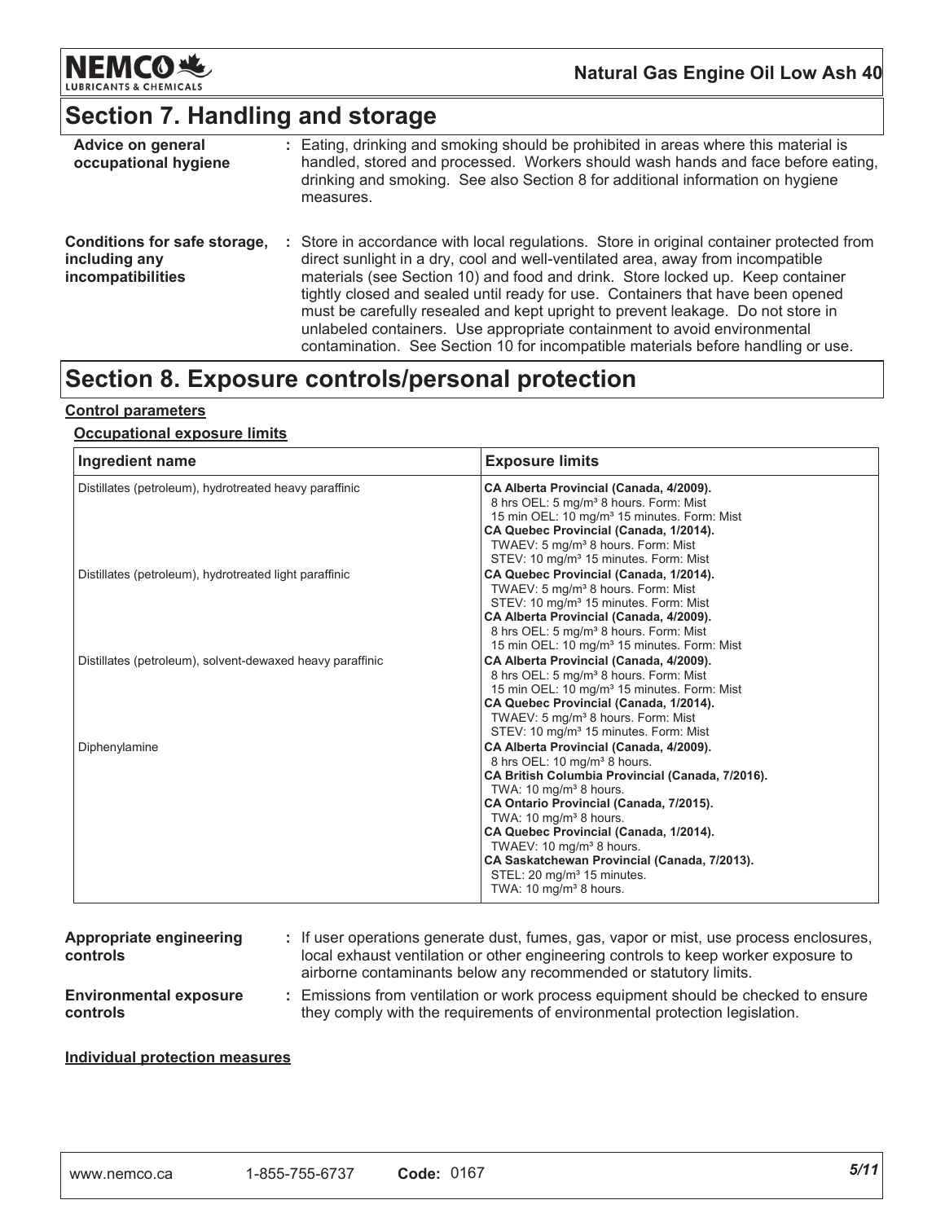## Section 7. Handling and storage

**Advice on general occupational hygiene** : Eating, drinking and smoking should be prohibited in areas where this material is handled, stored and processed. Workers should wash hands and face before eating, drinking and smoking. See also Section 8 for additional information on hygiene measures.

**Conditions for safe storage, including any incompatibilities** : Store in accordance with local regulations. Store in original container protected from direct sunlight in a dry, cool and well-ventilated area, away from incompatible materials (see Section 10) and food and drink. Store locked up. Keep container tightly closed and sealed until ready for use. Containers that have been opened must be carefully resealed and kept upright to prevent leakage. Do not store in unlabeled containers. Use appropriate containment to avoid environmental contamination. See Section 10 for incompatible materials before handling or use.

## Section 8. Exposure controls/personal protection

**Control parameters**

**Occupational exposure limits**

| Ingredient name | Exposure limits |
|---|---|
| Distillates (petroleum), hydrotreated heavy paraffinic | **CA Alberta Provincial (Canada, 4/2009).**<br>8 hrs OEL: 5 mg/m³ 8 hours. Form: Mist<br>15 min OEL: 10 mg/m³ 15 minutes. Form: Mist<br>**CA Quebec Provincial (Canada, 1/2014).**<br>TWAEV: 5 mg/m³ 8 hours. Form: Mist<br>STEV: 10 mg/m³ 15 minutes. Form: Mist |
| Distillates (petroleum), hydrotreated light paraffinic | **CA Quebec Provincial (Canada, 1/2014).**<br>TWAEV: 5 mg/m³ 8 hours. Form: Mist<br>STEV: 10 mg/m³ 15 minutes. Form: Mist<br>**CA Alberta Provincial (Canada, 4/2009).**<br>8 hrs OEL: 5 mg/m³ 8 hours. Form: Mist<br>15 min OEL: 10 mg/m³ 15 minutes. Form: Mist |
| Distillates (petroleum), solvent-dewaxed heavy paraffinic | **CA Alberta Provincial (Canada, 4/2009).**<br>8 hrs OEL: 5 mg/m³ 8 hours. Form: Mist<br>15 min OEL: 10 mg/m³ 15 minutes. Form: Mist<br>**CA Quebec Provincial (Canada, 1/2014).**<br>TWAEV: 5 mg/m³ 8 hours. Form: Mist<br>STEV: 10 mg/m³ 15 minutes. Form: Mist |
| Diphenylamine | **CA Alberta Provincial (Canada, 4/2009).**<br>8 hrs OEL: 10 mg/m³ 8 hours.<br>**CA British Columbia Provincial (Canada, 7/2016).**<br>TWA: 10 mg/m³ 8 hours.<br>**CA Ontario Provincial (Canada, 7/2015).**<br>TWA: 10 mg/m³ 8 hours.<br>**CA Quebec Provincial (Canada, 1/2014).**<br>TWAEV: 10 mg/m³ 8 hours.<br>**CA Saskatchewan Provincial (Canada, 7/2013).**<br>STEL: 20 mg/m³ 15 minutes.<br>TWA: 10 mg/m³ 8 hours. |

**Appropriate engineering controls** : If user operations generate dust, fumes, gas, vapor or mist, use process enclosures, local exhaust ventilation or other engineering controls to keep worker exposure to airborne contaminants below any recommended or statutory limits.

**Environmental exposure controls** : Emissions from ventilation or work process equipment should be checked to ensure they comply with the requirements of environmental protection legislation.

**Individual protection measures**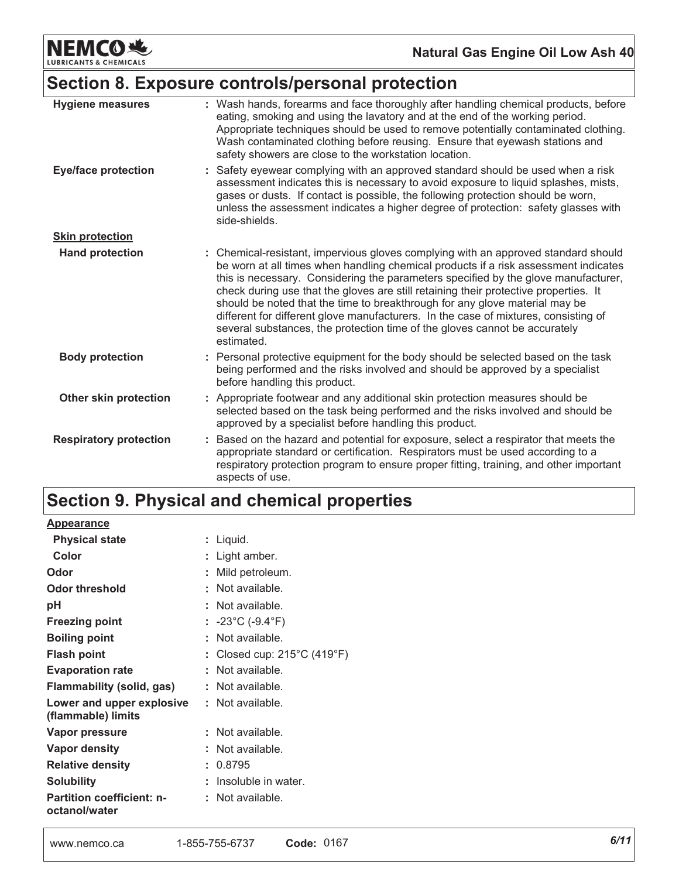## Section 8. Exposure controls/personal protection

**Hygiene measures** : Wash hands, forearms and face thoroughly after handling chemical products, before eating, smoking and using the lavatory and at the end of the working period. Appropriate techniques should be used to remove potentially contaminated clothing. Wash contaminated clothing before reusing. Ensure that eyewash stations and safety showers are close to the workstation location.

**Eye/face protection** : Safety eyewear complying with an approved standard should be used when a risk assessment indicates this is necessary to avoid exposure to liquid splashes, mists, gases or dusts. If contact is possible, the following protection should be worn, unless the assessment indicates a higher degree of protection: safety glasses with side-shields.

**Skin protection**

**Hand protection** : Chemical-resistant, impervious gloves complying with an approved standard should be worn at all times when handling chemical products if a risk assessment indicates this is necessary. Considering the parameters specified by the glove manufacturer, check during use that the gloves are still retaining their protective properties. It should be noted that the time to breakthrough for any glove material may be different for different glove manufacturers. In the case of mixtures, consisting of several substances, the protection time of the gloves cannot be accurately estimated.

**Body protection** : Personal protective equipment for the body should be selected based on the task being performed and the risks involved and should be approved by a specialist before handling this product.

**Other skin protection** : Appropriate footwear and any additional skin protection measures should be selected based on the task being performed and the risks involved and should be approved by a specialist before handling this product.

**Respiratory protection** : Based on the hazard and potential for exposure, select a respirator that meets the appropriate standard or certification. Respirators must be used according to a respiratory protection program to ensure proper fitting, training, and other important aspects of use.

## Section 9. Physical and chemical properties

**Appearance**

| Property | Value |
|---|---|
| **Physical state** | Liquid. |
| **Color** | Light amber. |
| **Odor** | Mild petroleum. |
| **Odor threshold** | Not available. |
| **pH** | Not available. |
| **Freezing point** | -23°C (-9.4°F) |
| **Boiling point** | Not available. |
| **Flash point** | Closed cup: 215°C (419°F) |
| **Evaporation rate** | Not available. |
| **Flammability (solid, gas)** | Not available. |
| **Lower and upper explosive (flammable) limits** | Not available. |
| **Vapor pressure** | Not available. |
| **Vapor density** | Not available. |
| **Relative density** | 0.8795 |
| **Solubility** | Insoluble in water. |
| **Partition coefficient: n-octanol/water** | Not available. |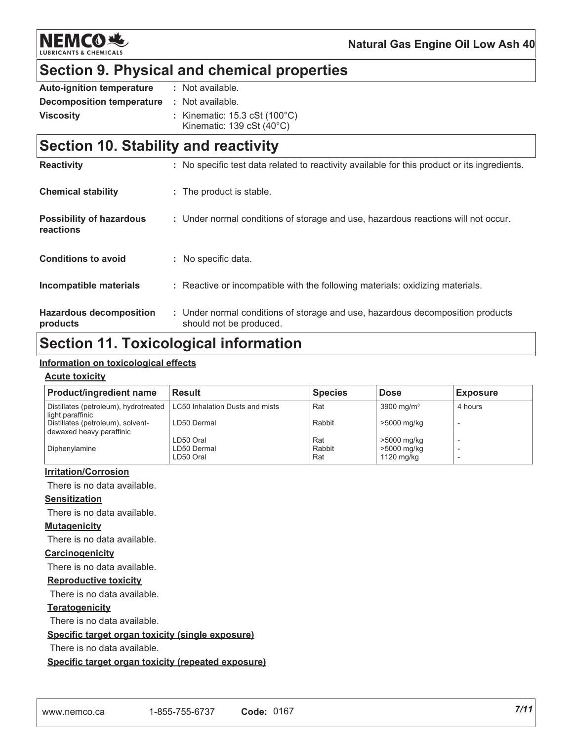## Section 9. Physical and chemical properties

| | |
|---|---|
| **Auto-ignition temperature** | : Not available. |
| **Decomposition temperature** | : Not available. |
| **Viscosity** | : Kinematic: 15.3 cSt (100°C)<br>Kinematic: 139 cSt (40°C) |

## Section 10. Stability and reactivity

| | |
|---|---|
| **Reactivity** | : No specific test data related to reactivity available for this product or its ingredients. |
| **Chemical stability** | : The product is stable. |
| **Possibility of hazardous reactions** | : Under normal conditions of storage and use, hazardous reactions will not occur. |
| **Conditions to avoid** | : No specific data. |
| **Incompatible materials** | : Reactive or incompatible with the following materials: oxidizing materials. |
| **Hazardous decomposition products** | : Under normal conditions of storage and use, hazardous decomposition products should not be produced. |

## Section 11. Toxicological information

### Information on toxicological effects

#### Acute toxicity

| Product/ingredient name | Result | Species | Dose | Exposure |
|---|---|---|---|---|
| Distillates (petroleum), hydrotreated light paraffinic | LC50 Inhalation Dusts and mists | Rat | 3900 mg/m³ | 4 hours |
| Distillates (petroleum), solvent-dewaxed heavy paraffinic | LD50 Dermal | Rabbit | >5000 mg/kg | - |
| | LD50 Oral | Rat | >5000 mg/kg | - |
| Diphenylamine | LD50 Dermal | Rabbit | >5000 mg/kg | - |
| | LD50 Oral | Rat | 1120 mg/kg | - |

#### Irritation/Corrosion

There is no data available.

#### Sensitization

There is no data available.

#### Mutagenicity

There is no data available.

#### Carcinogenicity

There is no data available.

#### Reproductive toxicity

There is no data available.

#### Teratogenicity

There is no data available.

#### Specific target organ toxicity (single exposure)

There is no data available.

#### Specific target organ toxicity (repeated exposure)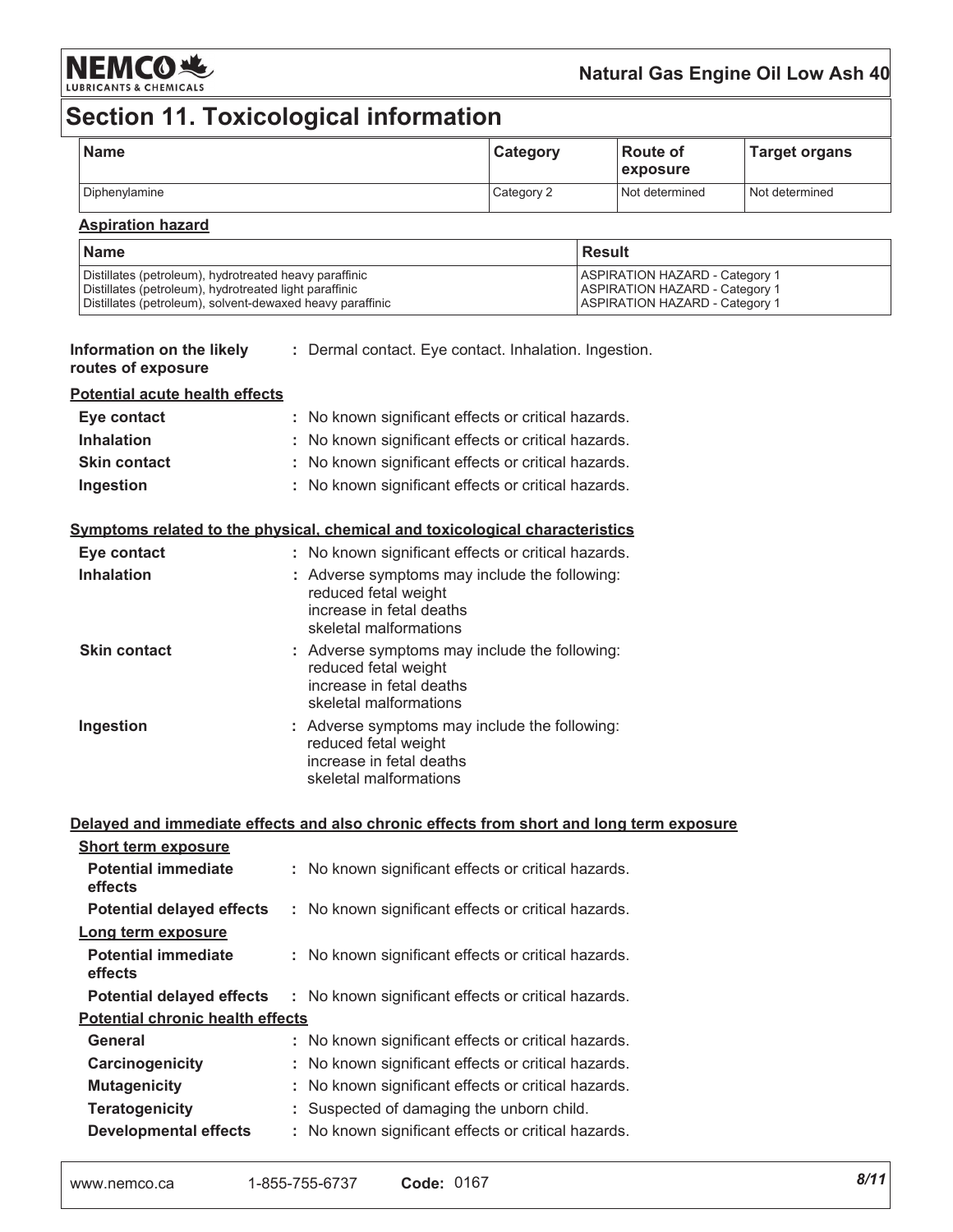# Section 11. Toxicological information

| Name | Category | Route of exposure | Target organs |
| --- | --- | --- | --- |
| Diphenylamine | Category 2 | Not determined | Not determined |

**Aspiration hazard**

| Name | Result |
| --- | --- |
| Distillates (petroleum), hydrotreated heavy paraffinic<br>Distillates (petroleum), hydrotreated light paraffinic<br>Distillates (petroleum), solvent-dewaxed heavy paraffinic | ASPIRATION HAZARD - Category 1<br>ASPIRATION HAZARD - Category 1<br>ASPIRATION HAZARD - Category 1 |

**Information on the likely routes of exposure** : Dermal contact. Eye contact. Inhalation. Ingestion.

**Potential acute health effects**

- **Eye contact** : No known significant effects or critical hazards.
- **Inhalation** : No known significant effects or critical hazards.
- **Skin contact** : No known significant effects or critical hazards.
- **Ingestion** : No known significant effects or critical hazards.

**Symptoms related to the physical, chemical and toxicological characteristics**

- **Eye contact** : No known significant effects or critical hazards.
- **Inhalation** : Adverse symptoms may include the following:
  reduced fetal weight
  increase in fetal deaths
  skeletal malformations
- **Skin contact** : Adverse symptoms may include the following:
  reduced fetal weight
  increase in fetal deaths
  skeletal malformations
- **Ingestion** : Adverse symptoms may include the following:
  reduced fetal weight
  increase in fetal deaths
  skeletal malformations

**Delayed and immediate effects and also chronic effects from short and long term exposure**

**Short term exposure**

- **Potential immediate effects** : No known significant effects or critical hazards.
- **Potential delayed effects** : No known significant effects or critical hazards.

**Long term exposure**

- **Potential immediate effects** : No known significant effects or critical hazards.
- **Potential delayed effects** : No known significant effects or critical hazards.

**Potential chronic health effects**

- **General** : No known significant effects or critical hazards.
- **Carcinogenicity** : No known significant effects or critical hazards.
- **Mutagenicity** : No known significant effects or critical hazards.
- **Teratogenicity** : Suspected of damaging the unborn child.
- **Developmental effects** : No known significant effects or critical hazards.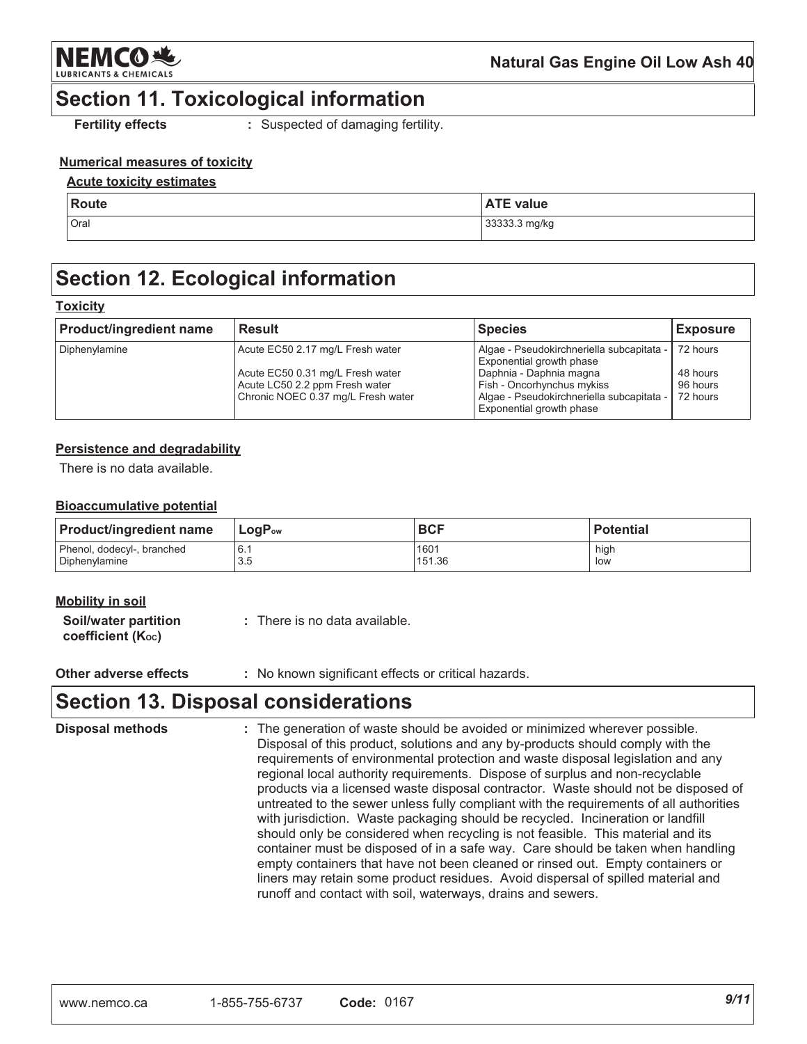## Section 11. Toxicological information

**Fertility effects** : Suspected of damaging fertility.

**Numerical measures of toxicity**

**Acute toxicity estimates**

| Route | ATE value |
| --- | --- |
| Oral | 33333.3 mg/kg |

## Section 12. Ecological information

**Toxicity**

| Product/ingredient name | Result | Species | Exposure |
| --- | --- | --- | --- |
| Diphenylamine | Acute EC50 2.17 mg/L Fresh water | Algae - Pseudokirchneriella subcapitata - Exponential growth phase | 72 hours |
| | Acute EC50 0.31 mg/L Fresh water | Daphnia - Daphnia magna | 48 hours |
| | Acute LC50 2.2 ppm Fresh water | Fish - Oncorhynchus mykiss | 96 hours |
| | Chronic NOEC 0.37 mg/L Fresh water | Algae - Pseudokirchneriella subcapitata - Exponential growth phase | 72 hours |

**Persistence and degradability**

There is no data available.

**Bioaccumulative potential**

| Product/ingredient name | $LogP_{ow}$ | BCF | Potential |
| --- | --- | --- | --- |
| Phenol, dodecyl-, branched | 6.1 | 1601 | high |
| Diphenylamine | 3.5 | 151.36 | low |

**Mobility in soil**

**Soil/water partition coefficient ($K_{OC}$)** : There is no data available.

**Other adverse effects** : No known significant effects or critical hazards.

## Section 13. Disposal considerations

**Disposal methods** : The generation of waste should be avoided or minimized wherever possible. Disposal of this product, solutions and any by-products should comply with the requirements of environmental protection and waste disposal legislation and any regional local authority requirements. Dispose of surplus and non-recyclable products via a licensed waste disposal contractor. Waste should not be disposed of untreated to the sewer unless fully compliant with the requirements of all authorities with jurisdiction. Waste packaging should be recycled. Incineration or landfill should only be considered when recycling is not feasible. This material and its container must be disposed of in a safe way. Care should be taken when handling empty containers that have not been cleaned or rinsed out. Empty containers or liners may retain some product residues. Avoid dispersal of spilled material and runoff and contact with soil, waterways, drains and sewers.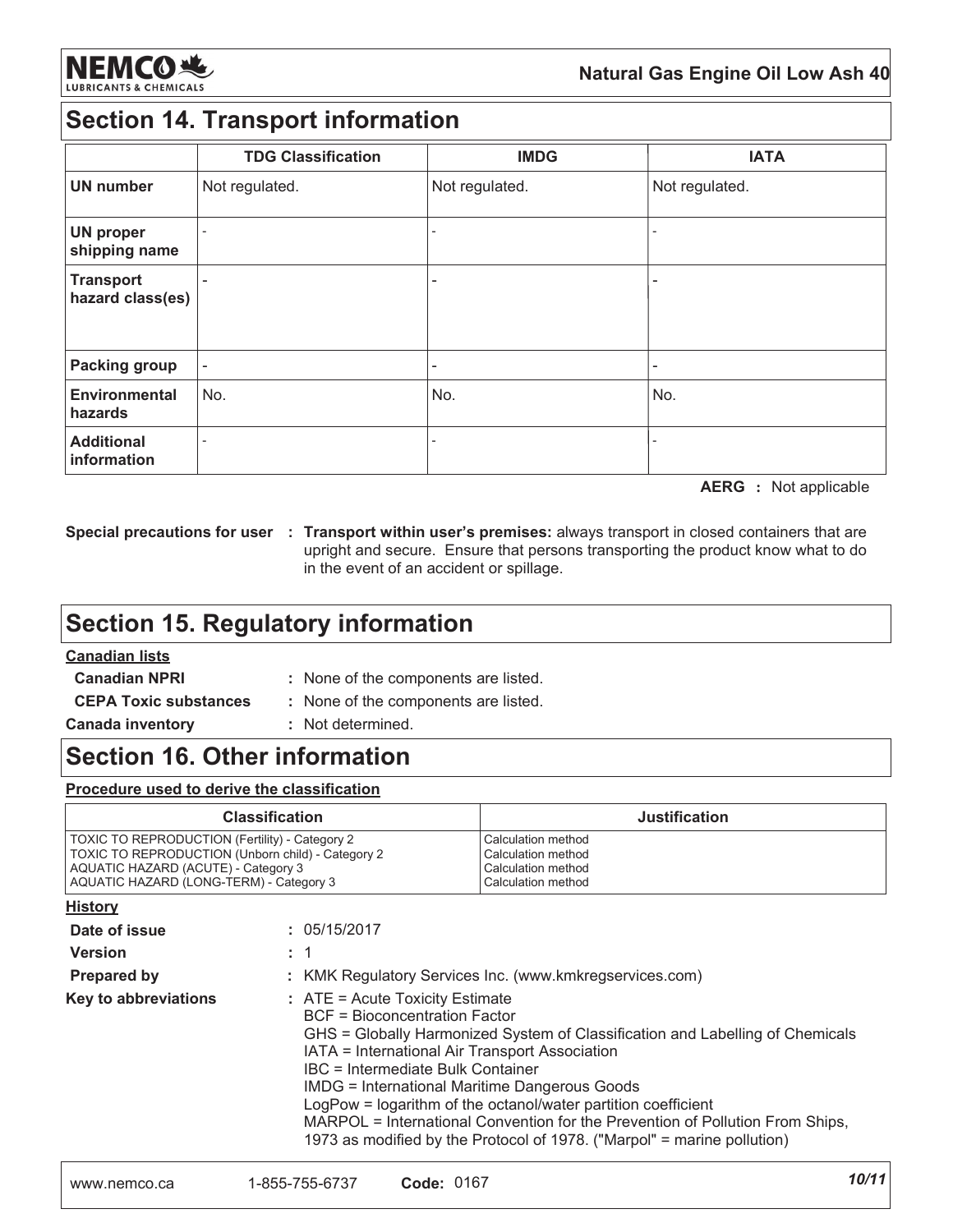## Section 14. Transport information

| | TDG Classification | IMDG | IATA |
|---|---|---|---|
| **UN number** | Not regulated. | Not regulated. | Not regulated. |
| **UN proper shipping name** | - | - | - |
| **Transport hazard class(es)** | - | - | - |
| **Packing group** | - | - | - |
| **Environmental hazards** | No. | No. | No. |
| **Additional information** | - | - | - |

**AERG :** Not applicable

**Special precautions for user :** **Transport within user's premises:** always transport in closed containers that are upright and secure. Ensure that persons transporting the product know what to do in the event of an accident or spillage.

## Section 15. Regulatory information

**Canadian lists**

**Canadian NPRI** : None of the components are listed.

**CEPA Toxic substances** : None of the components are listed.

**Canada inventory** : Not determined.

## Section 16. Other information

**Procedure used to derive the classification**

| Classification | Justification |
|---|---|
| TOXIC TO REPRODUCTION (Fertility) - Category 2<br>TOXIC TO REPRODUCTION (Unborn child) - Category 2<br>AQUATIC HAZARD (ACUTE) - Category 3<br>AQUATIC HAZARD (LONG-TERM) - Category 3 | Calculation method<br>Calculation method<br>Calculation method<br>Calculation method |

**History**

**Date of issue** : 05/15/2017

**Version** : 1

**Prepared by** : KMK Regulatory Services Inc. (www.kmkregservices.com)

**Key to abbreviations** : ATE = Acute Toxicity Estimate
BCF = Bioconcentration Factor
GHS = Globally Harmonized System of Classification and Labelling of Chemicals
IATA = International Air Transport Association
IBC = Intermediate Bulk Container
IMDG = International Maritime Dangerous Goods
LogPow = logarithm of the octanol/water partition coefficient
MARPOL = International Convention for the Prevention of Pollution From Ships, 1973 as modified by the Protocol of 1978. ("Marpol" = marine pollution)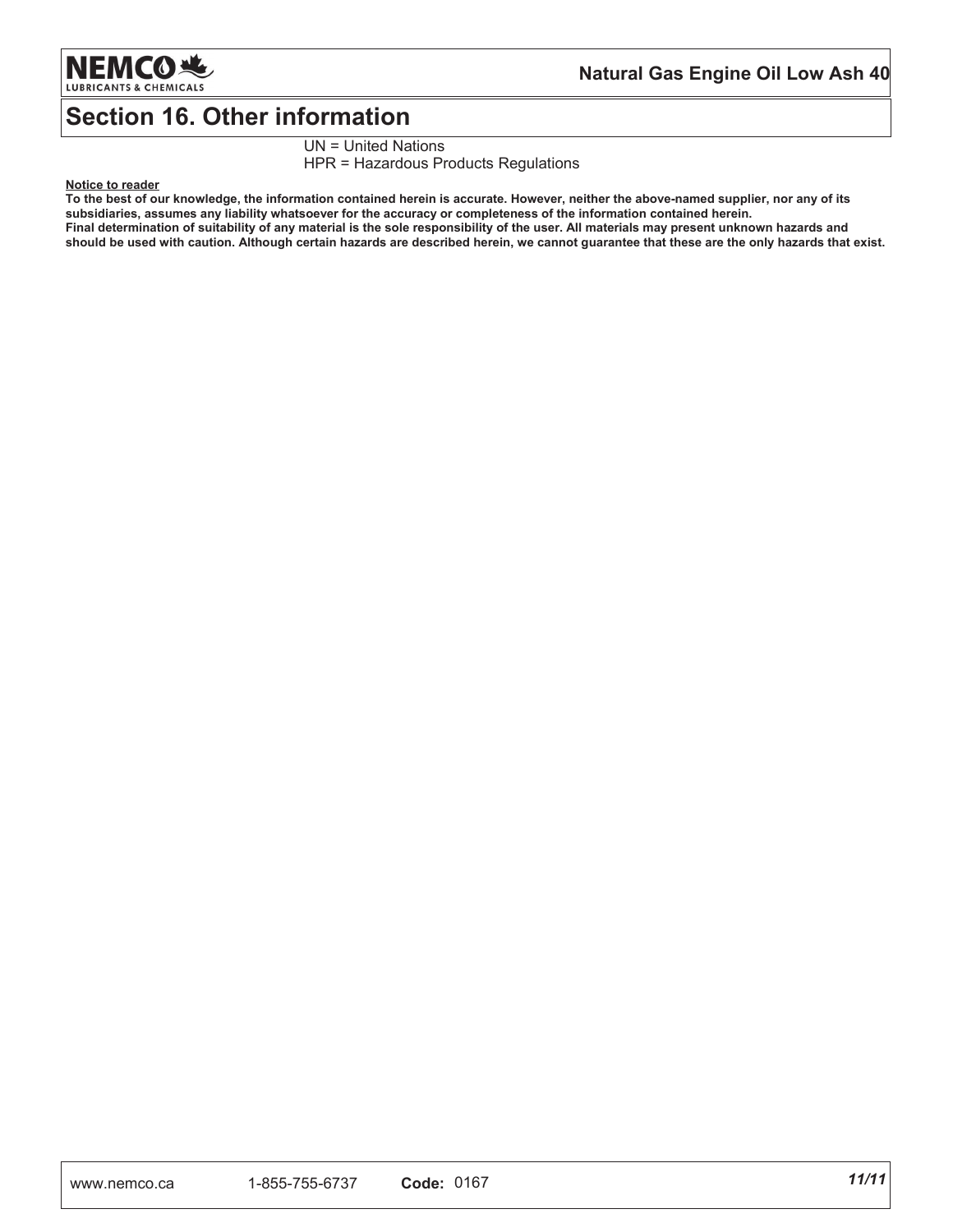## Section 16. Other information

UN = United Nations
HPR = Hazardous Products Regulations

**Notice to reader**

**To the best of our knowledge, the information contained herein is accurate. However, neither the above-named supplier, nor any of its subsidiaries, assumes any liability whatsoever for the accuracy or completeness of the information contained herein.**
**Final determination of suitability of any material is the sole responsibility of the user. All materials may present unknown hazards and should be used with caution. Although certain hazards are described herein, we cannot guarantee that these are the only hazards that exist.**